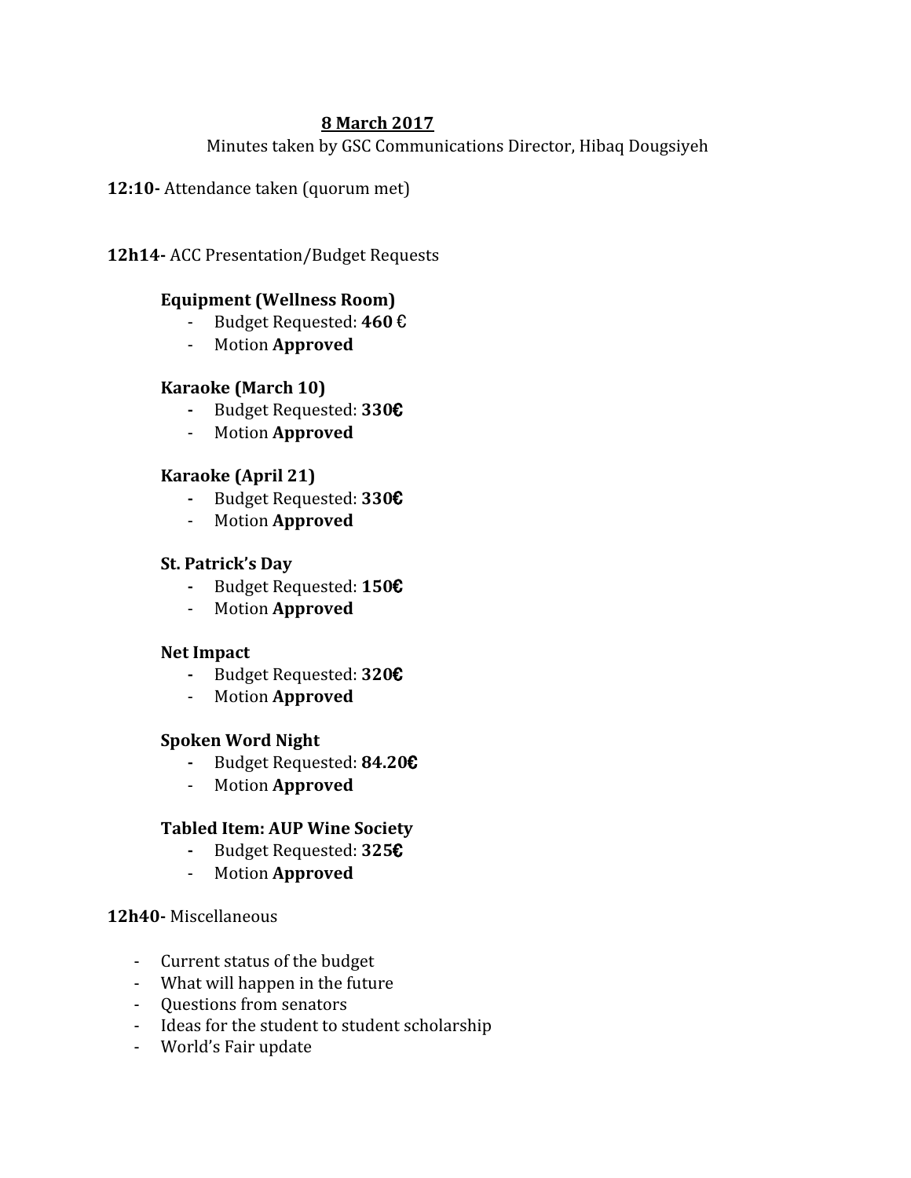**8 March 2017**

Minutes taken by GSC Communications Director, Hibaq Dougsiyeh

**12:10-** Attendance taken (quorum met)

**12h14-** ACC Presentation/Budget Requests

**Equipment (Wellness Room)**

- Budget Requested: **460** €
- Motion **Approved**

**Karaoke (March 10)**

- Budget Requested: **330€**
- Motion **Approved**

**Karaoke (April 21)**

- Budget Requested: **330€**
- Motion **Approved**

**St. Patrick's Day**

- Budget Requested: **150€**
- Motion **Approved**

**Net Impact**

- Budget Requested: **320€**
- Motion **Approved**

**Spoken Word Night**

- Budget Requested: **84.20€**
- Motion **Approved**

**Tabled Item: AUP Wine Society**

- Budget Requested: **325€**
- Motion **Approved**

**12h40-** Miscellaneous

- Current status of the budget
- What will happen in the future
- Questions from senators
- Ideas for the student to student scholarship
- World's Fair update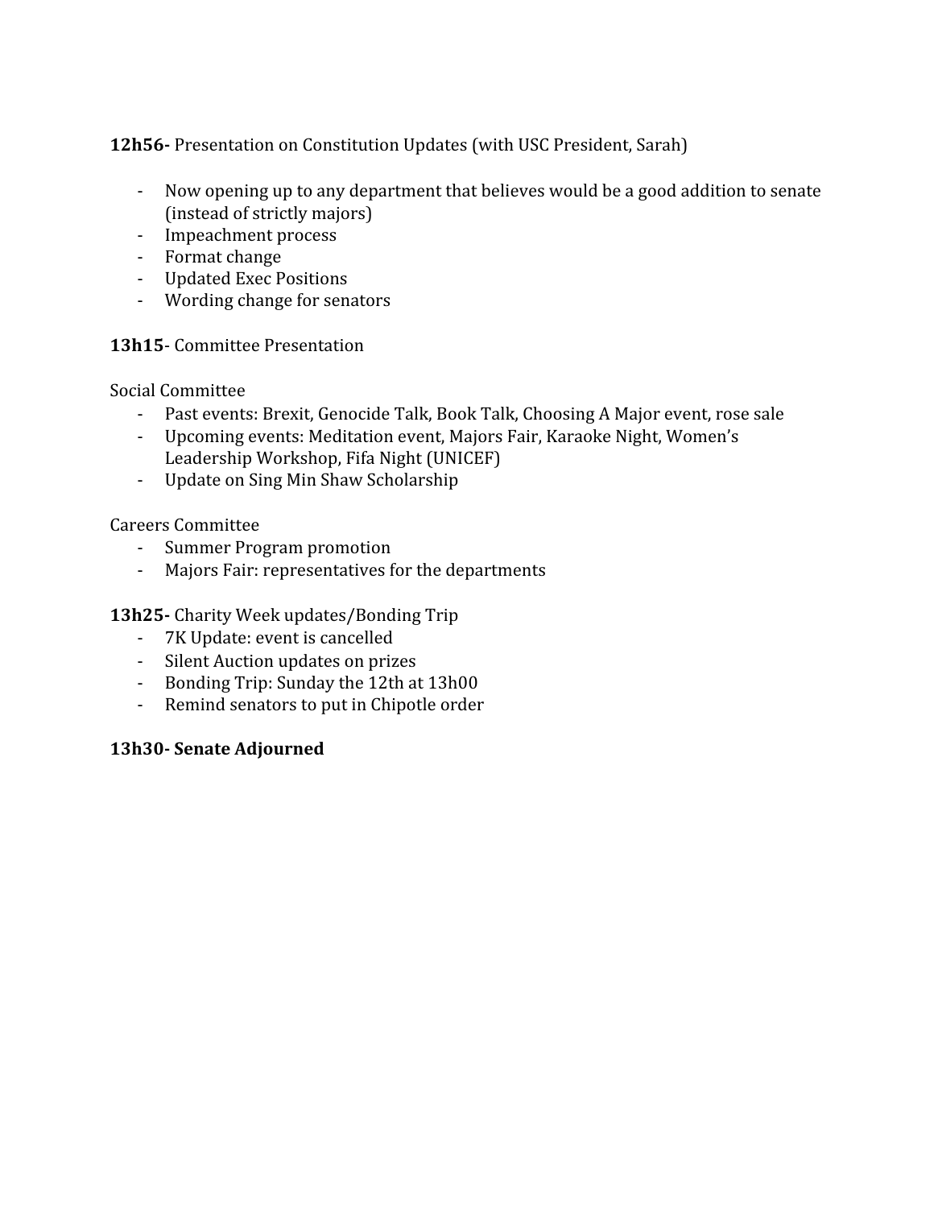**12h56-** Presentation on Constitution Updates (with USC President, Sarah)

- Now opening up to any department that believes would be a good addition to senate (instead of strictly majors)
- Impeachment process
- Format change
- Updated Exec Positions
- Wording change for senators

**13h15**- Committee Presentation

Social Committee

- Past events: Brexit, Genocide Talk, Book Talk, Choosing A Major event, rose sale
- Upcoming events: Meditation event, Majors Fair, Karaoke Night, Women's Leadership Workshop, Fifa Night (UNICEF)
- Update on Sing Min Shaw Scholarship

Careers Committee

- Summer Program promotion
- Majors Fair: representatives for the departments

**13h25-** Charity Week updates/Bonding Trip

- 7K Update: event is cancelled
- Silent Auction updates on prizes
- Bonding Trip: Sunday the 12th at 13h00
- Remind senators to put in Chipotle order

**13h30- Senate Adjourned**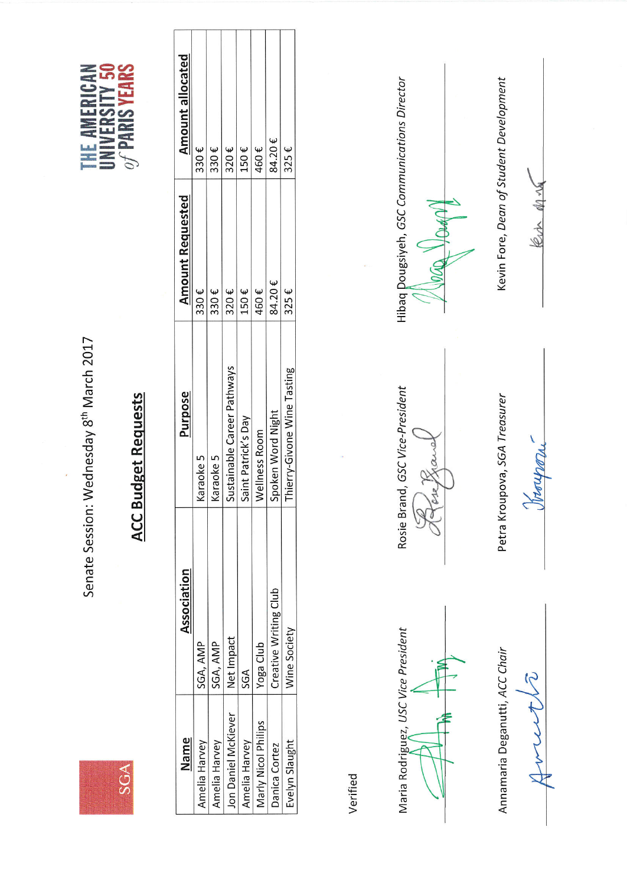SGA

THE AMERICAN UNIVERSITY *of* PARIS 50 YEARS

Senate Session: Wednesday 8th March 2017

## ACC Budget Requests

| Name | Association | Purpose | Amount Requested | Amount allocated |
|---|---|---|---|---|
| Amelia Harvey | SGA, AMP | Karaoke 5 | 330 € | 330 € |
| Amelia Harvey | SGA, AMP | Karaoke 5 | 330 € | 330 € |
| Jon Daniel McKiever | Net Impact | Sustainable Career Pathways | 320 € | 320 € |
| Amelia Harvey | SGA | Saint Patrick's Day | 150 € | 150 € |
| Marly Nicol Philips | Yoga Club | Wellness Room | 460 € | 460 € |
| Danica Cortez | Creative Writing Club | Spoken Word Night | 84.20 € | 84.20 € |
| Evelyn Slaught | Wine Society | Thierry-Givone Wine Tasting | 325 € | 325 € |

Verified

Maria Rodriguez, *USC Vice President*

Rosie Brand, *GSC Vice-President*

Hibaq Dougsiyeh, *GSC Communications Director*

Annamaria Deganutti, *ACC Chair*

Petra Kroupova, *SGA Treasurer*

Kevin Fore, *Dean of Student Development*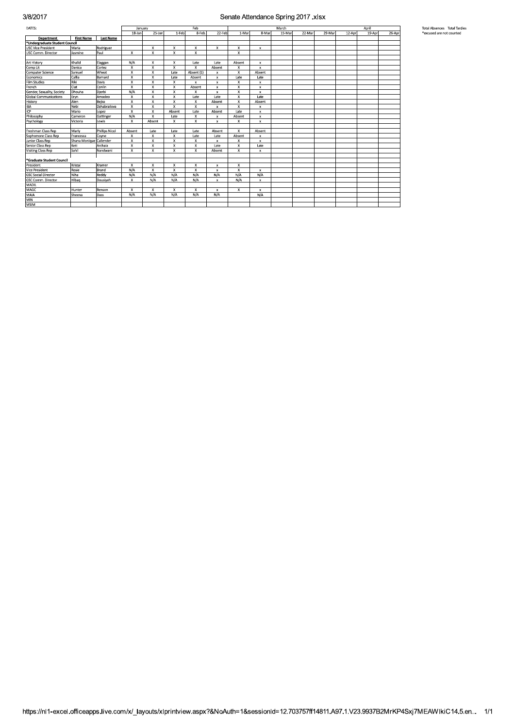# Senate Attendance Spring 2017 .xlsx

| DATES: | | | January | | Feb | | | March | | | | | April | | | |
|---|---|---|---|---|---|---|---|---|---|---|---|---|---|---|---|---|
| | | | 18-Jan | 25-Jan | 1-Feb | 8-Feb | 22-Feb | 1-Mar | 8-Mar | 15-Mar | 22-Mar | 29-Mar | 12-Apr | 19-Apr | 26-Apr |
| **Department** | **First Name** | **Last Name** | | | | | | | | | | | | | |
| ***Undergraduate Student Council** | | | | | | | | | | | | | | | |
| USC Vice President | Maria | Rodriguez | | X | X | X | X | X | x | | | | | | |
| USC Comm. Director | Jasmine | Paul | X | X | X | X | | X | | | | | | | |
| | | | | | | | | | | | | | | | |
| Art History | Khalid | Elaggan | N/A | X | X | Late | Late | Absent | x | | | | | | |
| Comp Lit | Danica | Cortez | X | X | X | X | Absent | X | x | | | | | | |
| Computer Science | Samuel | Wheat | X | X | Late | Absent (E) | x | X | Absent | | | | | | |
| Economics | Callia | Barnard | X | X | Late | Absent | x | Late | Late | | | | | | |
| Film Studies | Riki | Davis | X | X | X | x | x | X | x | | | | | | |
| French | Ciat | Conlin | X | X | X | Absent | x | X | x | | | | | | |
| Gender, Sexuality, Society | Dhouha | Djerbi | N/A | X | X | X | x | X | x | | | | | | |
| Global Communications | Eryn | Amodeo | X | X | X | Late | Late | X | Late | | | | | | |
| History | Alen | Bejko | X | X | X | X | Absent | X | Absent | | | | | | |
| IBA | Nebi | Dzhabrailova | X | X | X | X | x | X | x | | | | | | |
| ICP | Mario | Lopez | X | X | Absent | Late | Absent | Late | x | | | | | | |
| Philosophy | Cameron | Gattinger | N/A | X | Late | X | x | Absent | x | | | | | | |
| Psychology | Victoria | Lewis | X | Absent | X | X | x | X | x | | | | | | |
| | | | | | | | | | | | | | | | |
| Freshman Class Rep | Marly | Phillips Nicol | Absent | Late | Late | Late | Absent | X | Absent | | | | | | |
| Sophomore Class Rep | Francesca | Coyne | X | X | X | Late | Late | Absent | x | | | | | | |
| Junior Class Rep | Shana Monique | Callender | X | X | X | X | x | X | x | | | | | | |
| Senior Class Rep | Keti | Archaia | X | X | X | X | Late | X | Late | | | | | | |
| Visiting Class Rep | Sahil | Nandwani | X | X | X | X | Absent | X | x | | | | | | |
| | | | | | | | | | | | | | | | |
| ***Graduate Student Council** | | | | | | | | | | | | | | | |
| President | Kristal | Kramer | X | X | X | X | x | X | | | | | | | |
| Vice President | Rosie | Brand | N/A | X | X | X | x | X | x | | | | | | |
| GSC Social Director | Niha | Reddy | N/A | N/A | N/A | N/A | N/A | N/A | N/A | | | | | | |
| GSC Comm. Director | Hibaq | Dousiyeh | X | N/A | N/A | N/A | x | N/A | x | | | | | | |
| MADIL | | | | | | | | | | | | | | | |
| MAGC | Hunter | Benson | X | X | X | X | x | X | x | | | | | | |
| MAIA | Sheena | Dass | N/A | N/A | N/A | N/A | N/A | | N/A | | | | | | |
| MIN | | | | | | | | | | | | | | | |
| MSIM | | | | | | | | | | | | | | | |

Total Absences Total Tardies
*excused are not counted